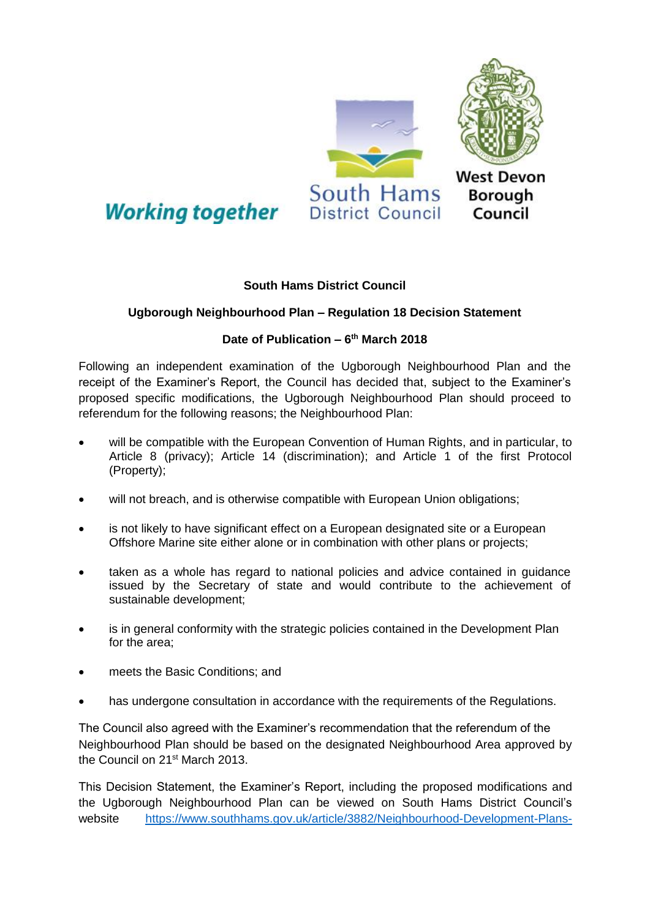Working together

South Hams District Council

West Devon Borough Council

**South Hams District Council**

**Ugborough Neighbourhood Plan – Regulation 18 Decision Statement**

**Date of Publication – 6th March 2018**

Following an independent examination of the Ugborough Neighbourhood Plan and the receipt of the Examiner's Report, the Council has decided that, subject to the Examiner's proposed specific modifications, the Ugborough Neighbourhood Plan should proceed to referendum for the following reasons; the Neighbourhood Plan:

- will be compatible with the European Convention of Human Rights, and in particular, to Article 8 (privacy); Article 14 (discrimination); and Article 1 of the first Protocol (Property);
- will not breach, and is otherwise compatible with European Union obligations;
- is not likely to have significant effect on a European designated site or a European Offshore Marine site either alone or in combination with other plans or projects;
- taken as a whole has regard to national policies and advice contained in guidance issued by the Secretary of state and would contribute to the achievement of sustainable development;
- is in general conformity with the strategic policies contained in the Development Plan for the area;
- meets the Basic Conditions; and
- has undergone consultation in accordance with the requirements of the Regulations.

The Council also agreed with the Examiner's recommendation that the referendum of the Neighbourhood Plan should be based on the designated Neighbourhood Area approved by the Council on 21st March 2013.

This Decision Statement, the Examiner's Report, including the proposed modifications and the Ugborough Neighbourhood Plan can be viewed on South Hams District Council's website https://www.southhams.gov.uk/article/3882/Neighbourhood-Development-Plans-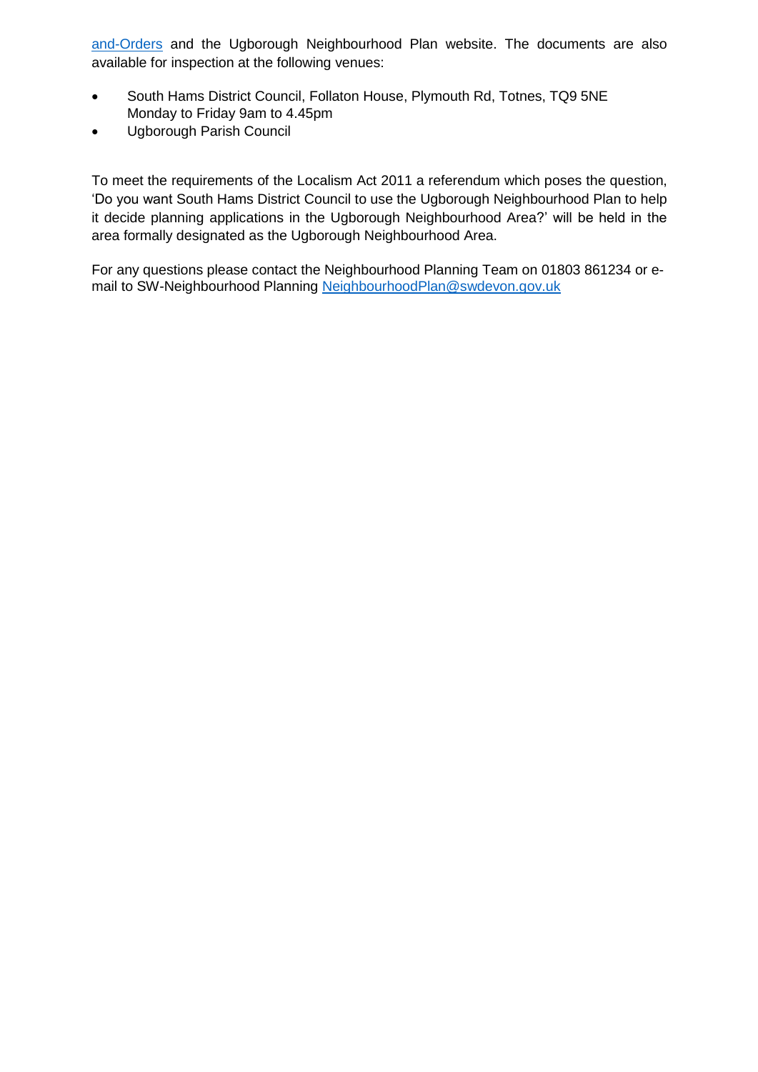and-Orders and the Ugborough Neighbourhood Plan website. The documents are also available for inspection at the following venues:

- South Hams District Council, Follaton House, Plymouth Rd, Totnes, TQ9 5NE
  Monday to Friday 9am to 4.45pm
- Ugborough Parish Council

To meet the requirements of the Localism Act 2011 a referendum which poses the question, 'Do you want South Hams District Council to use the Ugborough Neighbourhood Plan to help it decide planning applications in the Ugborough Neighbourhood Area?' will be held in the area formally designated as the Ugborough Neighbourhood Area.

For any questions please contact the Neighbourhood Planning Team on 01803 861234 or e-mail to SW-Neighbourhood Planning NeighbourhoodPlan@swdevon.gov.uk